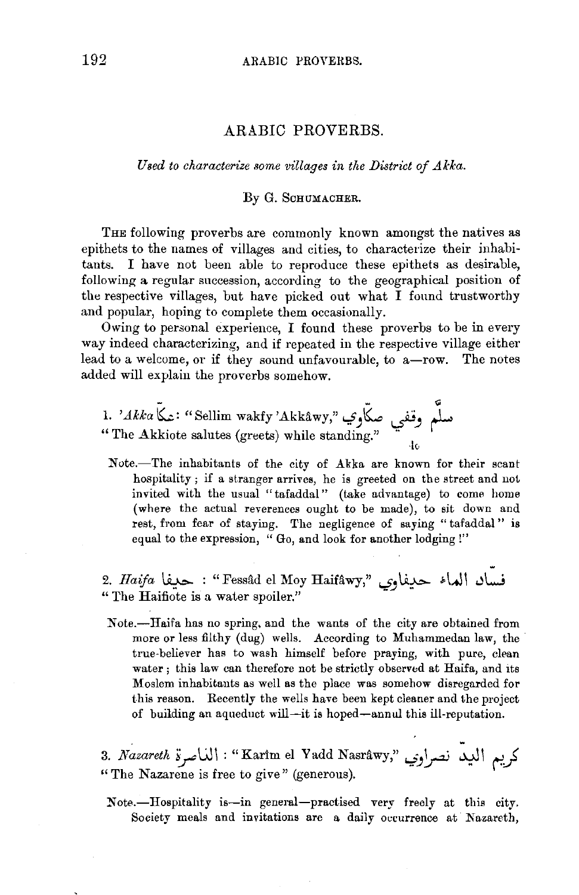# ARABIC PROVERBS.

*Used to characterize some villages in the District of Akka.*

By G. Schumacher.

The following proverbs are commonly known amongst the natives as epithets to the names of villages and cities, to characterize their inhabitants. I have not been able to reproduce these epithets as desirable, following a regular succession, according to the geographical position of the respective villages, but have picked out what I found trustworthy and popular, hoping to complete them occasionally.

Owing to personal experience, I found these proverbs to be in every way indeed characterizing, and if repeated in the respective village either lead to a welcome, or if they sound unfavourable, to a—row. The notes added will explain the proverbs somehow.

1. *'Akka* عكّا: "Sellim wakfy 'Akkâwy," سلّم وقفي عكّاوي
"The Akkiote salutes (greets) while standing."

Note.—The inhabitants of the city of Akka are known for their scant hospitality; if a stranger arrives, he is greeted on the street and not invited with the usual "tafaddal" (take advantage) to come home (where the actual reverences ought to be made), to sit down and rest, from fear of staying. The negligence of saying "tafaddal" is equal to the expression, "Go, and look for another lodging!"

2. *Haifa* حيفا : "Fessâd el Moy Haifâwy," فسّاد الماء حيفاوي
"The Haifiote is a water spoiler."

Note.—Haifa has no spring, and the wants of the city are obtained from more or less filthy (dug) wells. According to Muhammedan law, the true-believer has to wash himself before praying, with pure, clean water; this law can therefore not be strictly observed at Haifa, and its Moslem inhabitants as well as the place was somehow disregarded for this reason. Recently the wells have been kept cleaner and the project of building an aqueduct will—it is hoped—annul this ill-reputation.

3. *Nazareth* الناصرة : "Karîm el Yadd Nasrâwy," كريم اليدّ نصراوي
"The Nazarene is free to give" (generous).

Note.—Hospitality is—in general—practised very freely at this city. Society meals and invitations are a daily occurrence at Nazareth,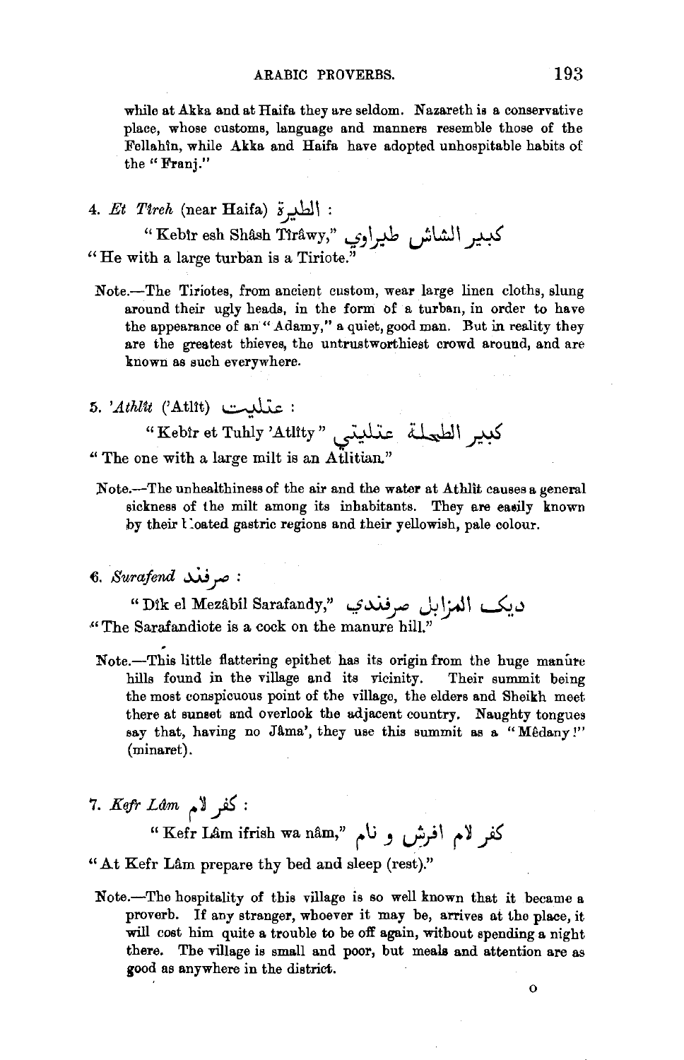while at Akka and at Haifa they are seldom. Nazareth is a conservative place, whose customs, language and manners resemble those of the Fellahîn, while Akka and Haifa have adopted unhospitable habits of the "Franj."

4. *Et Tîreh* (near Haifa) الطيرة :

"Kebîr esh Shâsh Tîrâwy," كبير الشاش طيراوي

"He with a large turban is a Tiriote."

Note.—The Tiriotes, from ancient custom, wear large linen cloths, slung around their ugly heads, in the form of a turban, in order to have the appearance of an "Adamy," a quiet, good man. But in reality they are the greatest thieves, the untrustworthiest crowd around, and are known as such everywhere.

5. *'Athlît* ('Atlît) عتليت :

"Kebîr et Tuhly 'Atlîty" كبير الطحلة عتليتي

"The one with a large milt is an Atlitian."

Note.—The unhealthiness of the air and the water at Athlît causes a general sickness of the milt among its inhabitants. They are easily known by their bloated gastric regions and their yellowish, pale colour.

6. *Surafend* صرفند :

"Dîk el Mezâbil Sarafandy," ديك المزابل صرفندي

"The Sarafandiote is a cock on the manure hill."

Note.—This little flattering epithet has its origin from the huge manure hills found in the village and its vicinity. Their summit being the most conspicuous point of the village, the elders and Sheikh meet there at sunset and overlook the adjacent country. Naughty tongues say that, having no Jâma', they use this summit as a "Mêdany!" (minaret).

7. *Kefr Lâm* كفر لام :

"Kefr Lâm ifrish wa nâm," كفر لام افرش و نام

"At Kefr Lâm prepare thy bed and sleep (rest)."

Note.—The hospitality of this village is so well known that it became a proverb. If any stranger, whoever it may be, arrives at the place, it will cost him quite a trouble to be off again, without spending a night there. The village is small and poor, but meals and attention are as good as anywhere in the district.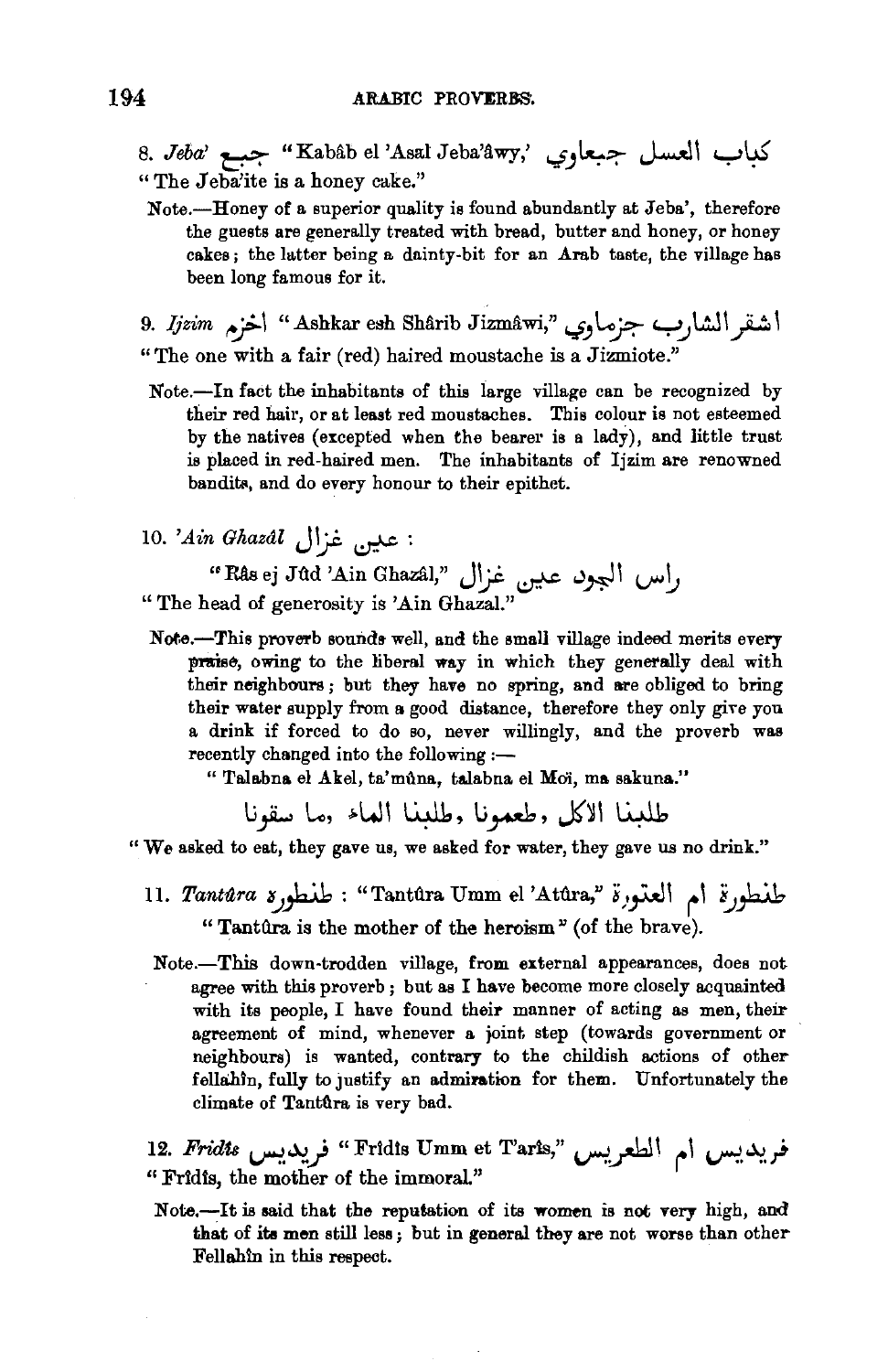8. *Jeba'* جبع "Kabâb el 'Asal Jeba'âwy,' كباب العسل جبعاوي
"The Jeba'ite is a honey cake."

Note.—Honey of a superior quality is found abundantly at Jeba', therefore the guests are generally treated with bread, butter and honey, or honey cakes; the latter being a dainty-bit for an Arab taste, the village has been long famous for it.

9. *Ijzim* اجزم "Ashkar esh Shârib Jizmâwi," اشقر الشارب جزماوي
"The one with a fair (red) haired moustache is a Jizmiote."

Note.—In fact the inhabitants of this large village can be recognized by their red hair, or at least red moustaches. This colour is not esteemed by the natives (excepted when the bearer is a lady), and little trust is placed in red-haired men. The inhabitants of Ijzim are renowned bandits, and do every honour to their epithet.

10. *'Ain Ghazâl* عين غزال :
"Râs ej Jûd 'Ain Ghazâl," راس الجود عين غزال
"The head of generosity is 'Ain Ghazal."

Note.—This proverb sounds well, and the small village indeed merits every praise, owing to the liberal way in which they generally deal with their neighbours; but they have no spring, and are obliged to bring their water supply from a good distance, therefore they only give you a drink if forced to do so, never willingly, and the proverb was recently changed into the following :—

"Talabna el Akel, ta'mûna, talabna el Moi, ma sakuna."

طلبنا الاكل، طعمونا، طلبنا الماء، ما سقونا

"We asked to eat, they gave us, we asked for water, they gave us no drink."

11. *Tantûra* طنطورة : "Tantûra Umm el 'Atûra," طنطورة ام العتورة
"Tantûra is the mother of the heroism" (of the brave).

Note.—This down-trodden village, from external appearances, does not agree with this proverb; but as I have become more closely acquainted with its people, I have found their manner of acting as men, their agreement of mind, whenever a joint step (towards government or neighbours) is wanted, contrary to the childish actions of other fellahîn, fully to justify an admiration for them. Unfortunately the climate of Tantûra is very bad.

12. *Frîdis* فريديس "Frîdis Umm et T'arîs," فريديس ام الطعريس
"Frîdis, the mother of the immoral."

Note.—It is said that the reputation of its women is not very high, and that of its men still less; but in general they are not worse than other Fellahîn in this respect.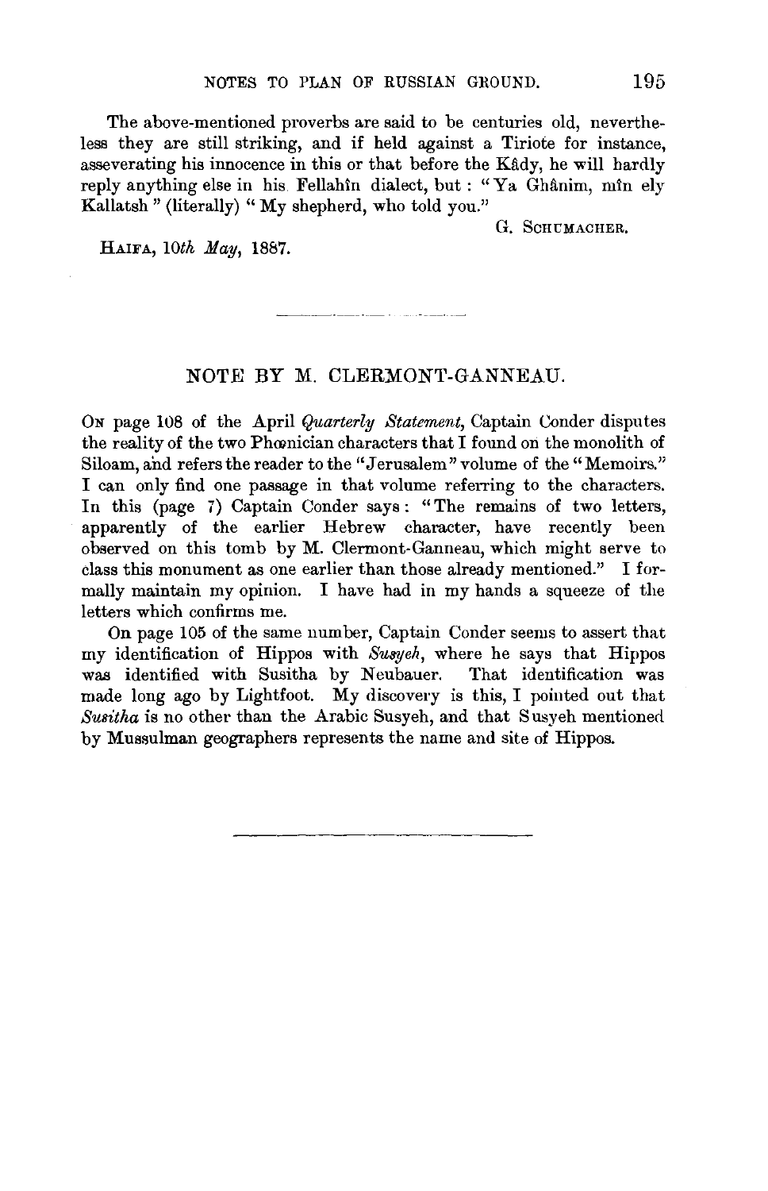The above-mentioned proverbs are said to be centuries old, nevertheless they are still striking, and if held against a Tiriote for instance, asseverating his innocence in this or that before the Kâdy, he will hardly reply anything else in his Fellahîn dialect, but : "Ya Ghânim, mîn ely Kallatsh" (literally) "My shepherd, who told you."

G. SCHUMACHER.

HAIFA, 10*th May*, 1887.

## NOTE BY M. CLERMONT-GANNEAU.

ON page 108 of the April *Quarterly Statement*, Captain Conder disputes the reality of the two Phœnician characters that I found on the monolith of Siloam, and refers the reader to the "Jerusalem" volume of the "Memoirs." I can only find one passage in that volume referring to the characters. In this (page 7) Captain Conder says : "The remains of two letters, apparently of the earlier Hebrew character, have recently been observed on this tomb by M. Clermont-Ganneau, which might serve to class this monument as one earlier than those already mentioned." I formally maintain my opinion. I have had in my hands a squeeze of the letters which confirms me.

On page 105 of the same number, Captain Conder seems to assert that my identification of Hippos with *Susyeh*, where he says that Hippos was identified with Susitha by Neubauer. That identification was made long ago by Lightfoot. My discovery is this, I pointed out that *Susitha* is no other than the Arabic Susyeh, and that Susyeh mentioned by Mussulman geographers represents the name and site of Hippos.